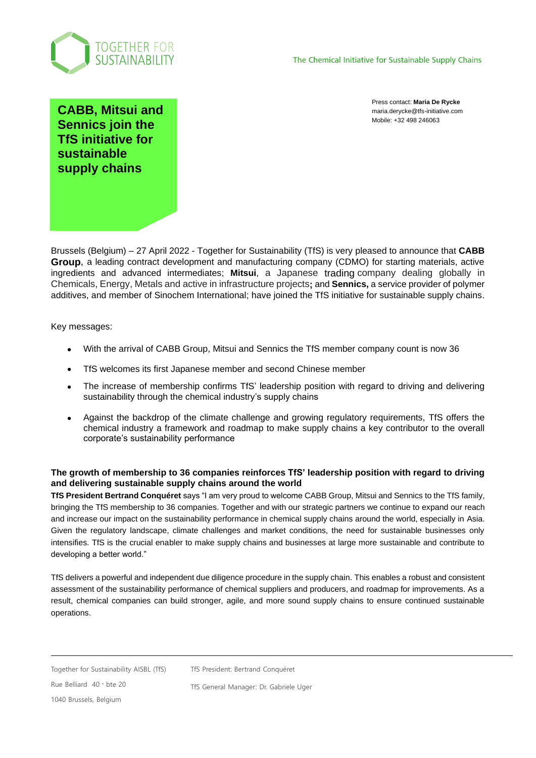TOGETHER FOR SUSTAINABILITY

The Chemical Initiative for Sustainable Supply Chains

# CABB, Mitsui and Sennics join the TfS initiative for sustainable supply chains

Press contact: **Maria De Rycke**
maria.derycke@tfs-initiative.com
Mobile: +32 498 246063

Brussels (Belgium) – 27 April 2022 - Together for Sustainability (TfS) is very pleased to announce that **CABB Group**, a leading contract development and manufacturing company (CDMO) for starting materials, active ingredients and advanced intermediates; **Mitsui**, a Japanese trading company dealing globally in Chemicals, Energy, Metals and active in infrastructure projects; and **Sennics,** a service provider of polymer additives, and member of Sinochem International; have joined the TfS initiative for sustainable supply chains.

Key messages:

- With the arrival of CABB Group, Mitsui and Sennics the TfS member company count is now 36
- TfS welcomes its first Japanese member and second Chinese member
- The increase of membership confirms TfS' leadership position with regard to driving and delivering sustainability through the chemical industry's supply chains
- Against the backdrop of the climate challenge and growing regulatory requirements, TfS offers the chemical industry a framework and roadmap to make supply chains a key contributor to the overall corporate's sustainability performance

**The growth of membership to 36 companies reinforces TfS' leadership position with regard to driving and delivering sustainable supply chains around the world**

**TfS President Bertrand Conquéret** says "I am very proud to welcome CABB Group, Mitsui and Sennics to the TfS family, bringing the TfS membership to 36 companies. Together and with our strategic partners we continue to expand our reach and increase our impact on the sustainability performance in chemical supply chains around the world, especially in Asia. Given the regulatory landscape, climate challenges and market conditions, the need for sustainable businesses only intensifies. TfS is the crucial enabler to make supply chains and businesses at large more sustainable and contribute to developing a better world."

TfS delivers a powerful and independent due diligence procedure in the supply chain. This enables a robust and consistent assessment of the sustainability performance of chemical suppliers and producers, and roadmap for improvements. As a result, chemical companies can build stronger, agile, and more sound supply chains to ensure continued sustainable operations.

Together for Sustainability AISBL (TfS)
Rue Belliard 40 · bte 20
1040 Brussels, Belgium

TfS President: Bertrand Conquéret
TfS General Manager: Dr. Gabriele Uger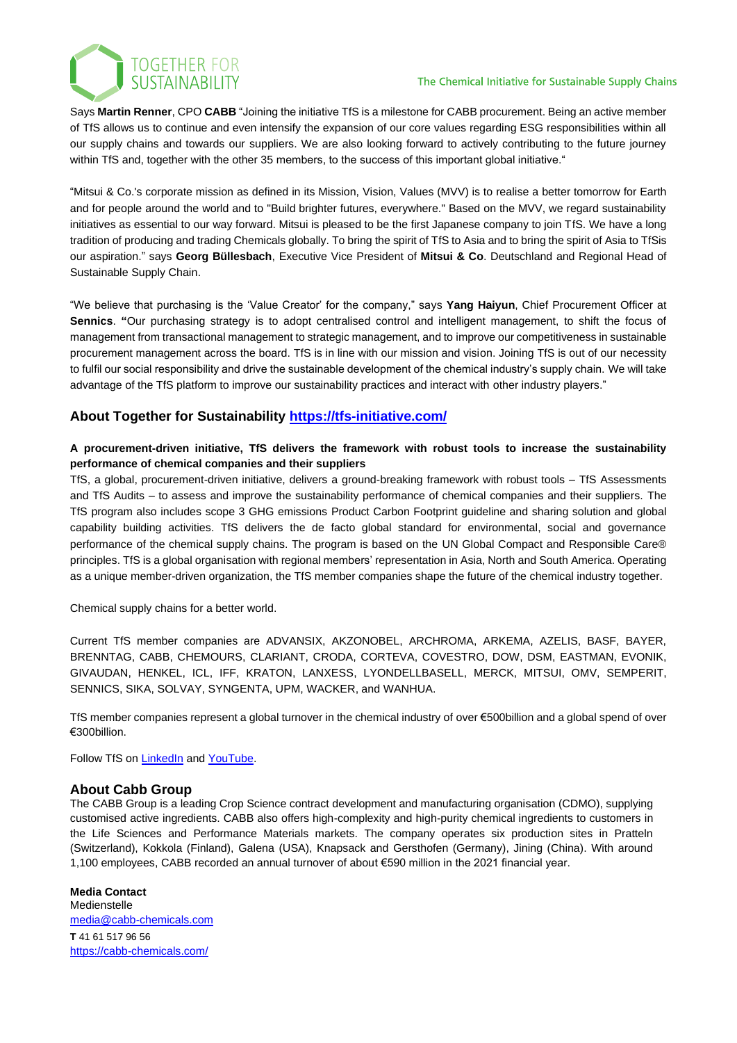Says **Martin Renner**, CPO **CABB** "Joining the initiative TfS is a milestone for CABB procurement. Being an active member of TfS allows us to continue and even intensify the expansion of our core values regarding ESG responsibilities within all our supply chains and towards our suppliers. We are also looking forward to actively contributing to the future journey within TfS and, together with the other 35 members, to the success of this important global initiative."

"Mitsui & Co.'s corporate mission as defined in its Mission, Vision, Values (MVV) is to realise a better tomorrow for Earth and for people around the world and to "Build brighter futures, everywhere." Based on the MVV, we regard sustainability initiatives as essential to our way forward. Mitsui is pleased to be the first Japanese company to join TfS. We have a long tradition of producing and trading Chemicals globally. To bring the spirit of TfS to Asia and to bring the spirit of Asia to TfSis our aspiration." says **Georg Büllesbach**, Executive Vice President of **Mitsui & Co**. Deutschland and Regional Head of Sustainable Supply Chain.

"We believe that purchasing is the 'Value Creator' for the company," says **Yang Haiyun**, Chief Procurement Officer at **Sennics**. **"**Our purchasing strategy is to adopt centralised control and intelligent management, to shift the focus of management from transactional management to strategic management, and to improve our competitiveness in sustainable procurement management across the board. TfS is in line with our mission and vision. Joining TfS is out of our necessity to fulfil our social responsibility and drive the sustainable development of the chemical industry's supply chain. We will take advantage of the TfS platform to improve our sustainability practices and interact with other industry players."

## About Together for Sustainability [https://tfs-initiative.com/](https://tfs-initiative.com/)

**A procurement-driven initiative, TfS delivers the framework with robust tools to increase the sustainability performance of chemical companies and their suppliers**

TfS, a global, procurement-driven initiative, delivers a ground-breaking framework with robust tools – TfS Assessments and TfS Audits – to assess and improve the sustainability performance of chemical companies and their suppliers. The TfS program also includes scope 3 GHG emissions Product Carbon Footprint guideline and sharing solution and global capability building activities. TfS delivers the de facto global standard for environmental, social and governance performance of the chemical supply chains. The program is based on the UN Global Compact and Responsible Care® principles. TfS is a global organisation with regional members' representation in Asia, North and South America. Operating as a unique member-driven organization, the TfS member companies shape the future of the chemical industry together.

Chemical supply chains for a better world.

Current TfS member companies are ADVANSIX, AKZONOBEL, ARCHROMA, ARKEMA, AZELIS, BASF, BAYER, BRENNTAG, CABB, CHEMOURS, CLARIANT, CRODA, CORTEVA, COVESTRO, DOW, DSM, EASTMAN, EVONIK, GIVAUDAN, HENKEL, ICL, IFF, KRATON, LANXESS, LYONDELLBASELL, MERCK, MITSUI, OMV, SEMPERIT, SENNICS, SIKA, SOLVAY, SYNGENTA, UPM, WACKER, and WANHUA.

TfS member companies represent a global turnover in the chemical industry of over €500billion and a global spend of over €300billion.

Follow TfS on LinkedIn and YouTube.

## About Cabb Group

The CABB Group is a leading Crop Science contract development and manufacturing organisation (CDMO), supplying customised active ingredients. CABB also offers high-complexity and high-purity chemical ingredients to customers in the Life Sciences and Performance Materials markets. The company operates six production sites in Pratteln (Switzerland), Kokkola (Finland), Galena (USA), Knapsack and Gersthofen (Germany), Jining (China). With around 1,100 employees, CABB recorded an annual turnover of about €590 million in the 2021 financial year.

**Media Contact**
Medienstelle
[media@cabb-chemicals.com](mailto:media@cabb-chemicals.com)
**T** 41 61 517 96 56
[https://cabb-chemicals.com/](https://cabb-chemicals.com/)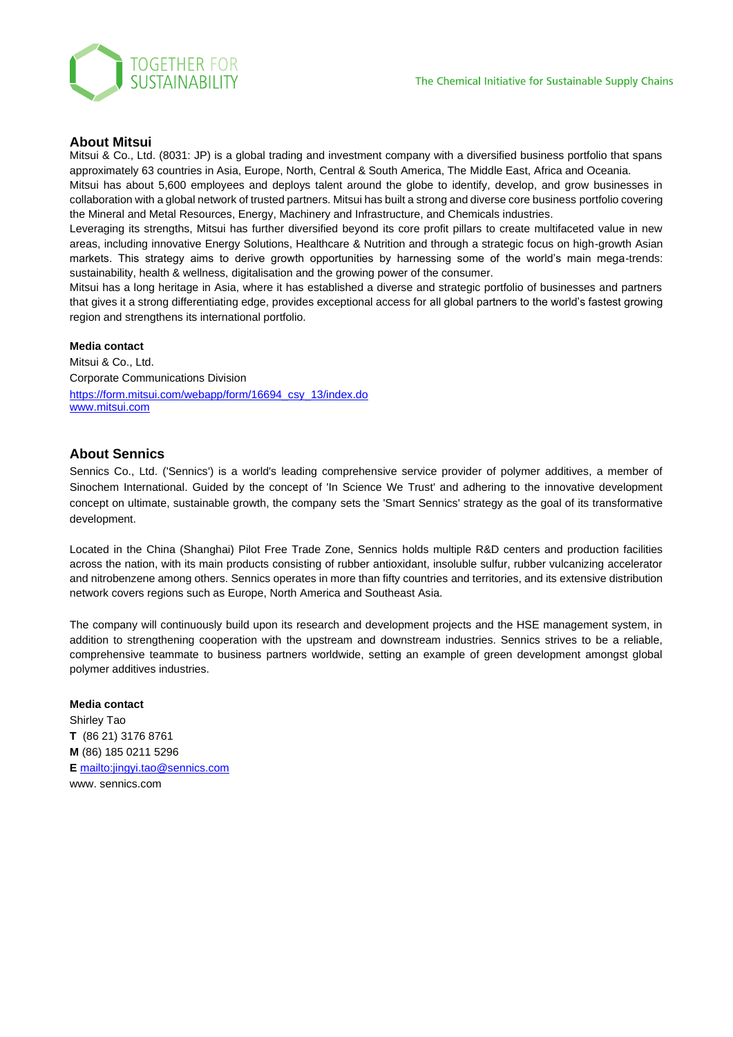## About Mitsui

Mitsui & Co., Ltd. (8031: JP) is a global trading and investment company with a diversified business portfolio that spans approximately 63 countries in Asia, Europe, North, Central & South America, The Middle East, Africa and Oceania.

Mitsui has about 5,600 employees and deploys talent around the globe to identify, develop, and grow businesses in collaboration with a global network of trusted partners. Mitsui has built a strong and diverse core business portfolio covering the Mineral and Metal Resources, Energy, Machinery and Infrastructure, and Chemicals industries.

Leveraging its strengths, Mitsui has further diversified beyond its core profit pillars to create multifaceted value in new areas, including innovative Energy Solutions, Healthcare & Nutrition and through a strategic focus on high-growth Asian markets. This strategy aims to derive growth opportunities by harnessing some of the world's main mega-trends: sustainability, health & wellness, digitalisation and the growing power of the consumer.

Mitsui has a long heritage in Asia, where it has established a diverse and strategic portfolio of businesses and partners that gives it a strong differentiating edge, provides exceptional access for all global partners to the world's fastest growing region and strengthens its international portfolio.

**Media contact**

Mitsui & Co., Ltd.
Corporate Communications Division
https://form.mitsui.com/webapp/form/16694_csy_13/index.do
www.mitsui.com

## About Sennics

Sennics Co., Ltd. ('Sennics') is a world's leading comprehensive service provider of polymer additives, a member of Sinochem International. Guided by the concept of 'In Science We Trust' and adhering to the innovative development concept on ultimate, sustainable growth, the company sets the 'Smart Sennics' strategy as the goal of its transformative development.

Located in the China (Shanghai) Pilot Free Trade Zone, Sennics holds multiple R&D centers and production facilities across the nation, with its main products consisting of rubber antioxidant, insoluble sulfur, rubber vulcanizing accelerator and nitrobenzene among others. Sennics operates in more than fifty countries and territories, and its extensive distribution network covers regions such as Europe, North America and Southeast Asia.

The company will continuously build upon its research and development projects and the HSE management system, in addition to strengthening cooperation with the upstream and downstream industries. Sennics strives to be a reliable, comprehensive teammate to business partners worldwide, setting an example of green development amongst global polymer additives industries.

**Media contact**

Shirley Tao
**T** (86 21) 3176 8761
**M** (86) 185 0211 5296
**E** mailto:jingyi.tao@sennics.com
www. sennics.com